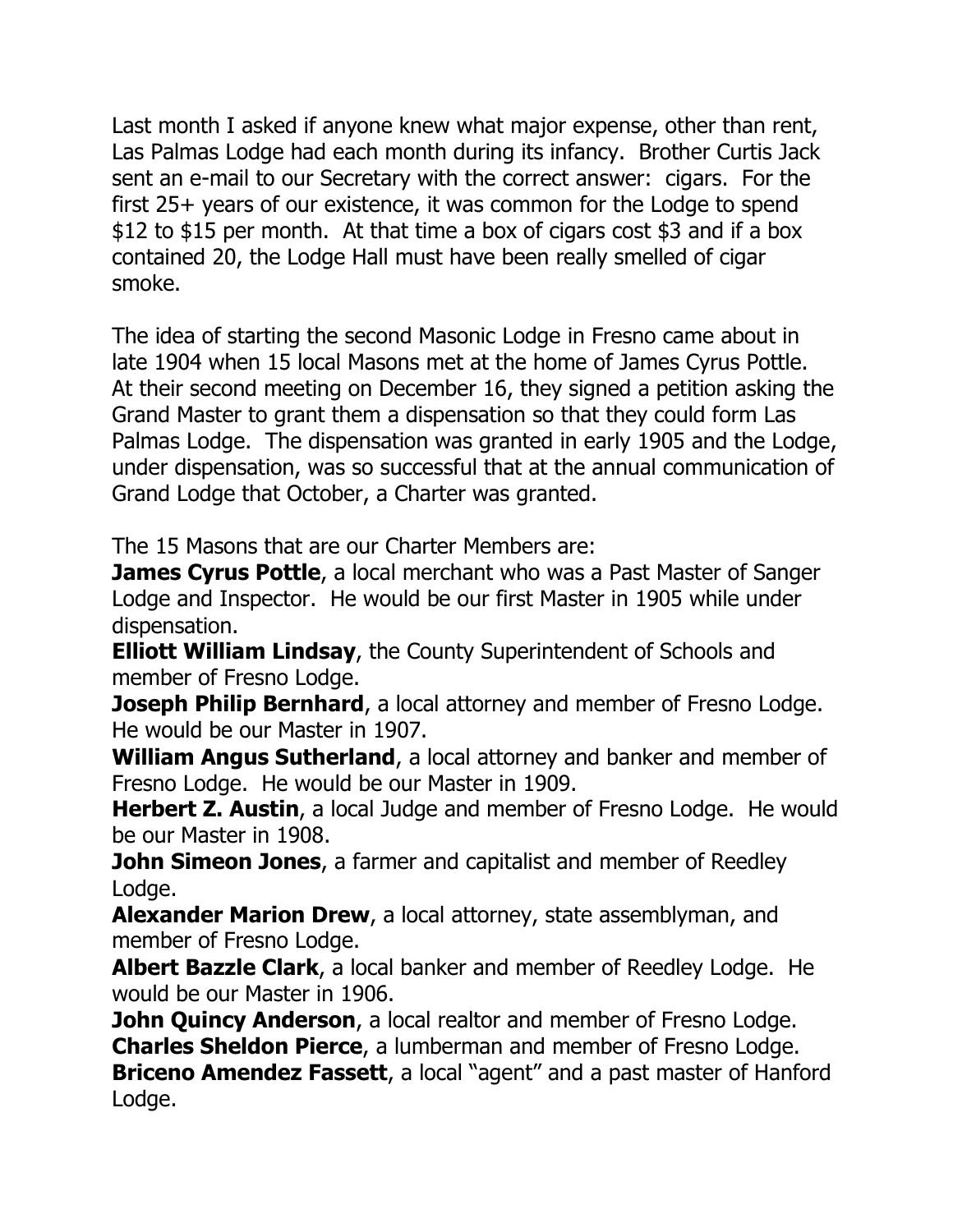Last month I asked if anyone knew what major expense, other than rent, Las Palmas Lodge had each month during its infancy. Brother Curtis Jack sent an e-mail to our Secretary with the correct answer: cigars. For the first 25+ years of our existence, it was common for the Lodge to spend $12 to $15 per month. At that time a box of cigars cost $3 and if a box contained 20, the Lodge Hall must have been really smelled of cigar smoke.

The idea of starting the second Masonic Lodge in Fresno came about in late 1904 when 15 local Masons met at the home of James Cyrus Pottle. At their second meeting on December 16, they signed a petition asking the Grand Master to grant them a dispensation so that they could form Las Palmas Lodge. The dispensation was granted in early 1905 and the Lodge, under dispensation, was so successful that at the annual communication of Grand Lodge that October, a Charter was granted.

The 15 Masons that are our Charter Members are:

**James Cyrus Pottle**, a local merchant who was a Past Master of Sanger Lodge and Inspector. He would be our first Master in 1905 while under dispensation.

**Elliott William Lindsay**, the County Superintendent of Schools and member of Fresno Lodge.

**Joseph Philip Bernhard**, a local attorney and member of Fresno Lodge. He would be our Master in 1907.

**William Angus Sutherland**, a local attorney and banker and member of Fresno Lodge. He would be our Master in 1909.

**Herbert Z. Austin**, a local Judge and member of Fresno Lodge. He would be our Master in 1908.

**John Simeon Jones**, a farmer and capitalist and member of Reedley Lodge.

**Alexander Marion Drew**, a local attorney, state assemblyman, and member of Fresno Lodge.

**Albert Bazzle Clark**, a local banker and member of Reedley Lodge. He would be our Master in 1906.

**John Quincy Anderson**, a local realtor and member of Fresno Lodge.

**Charles Sheldon Pierce**, a lumberman and member of Fresno Lodge.

**Briceno Amendez Fassett**, a local "agent" and a past master of Hanford Lodge.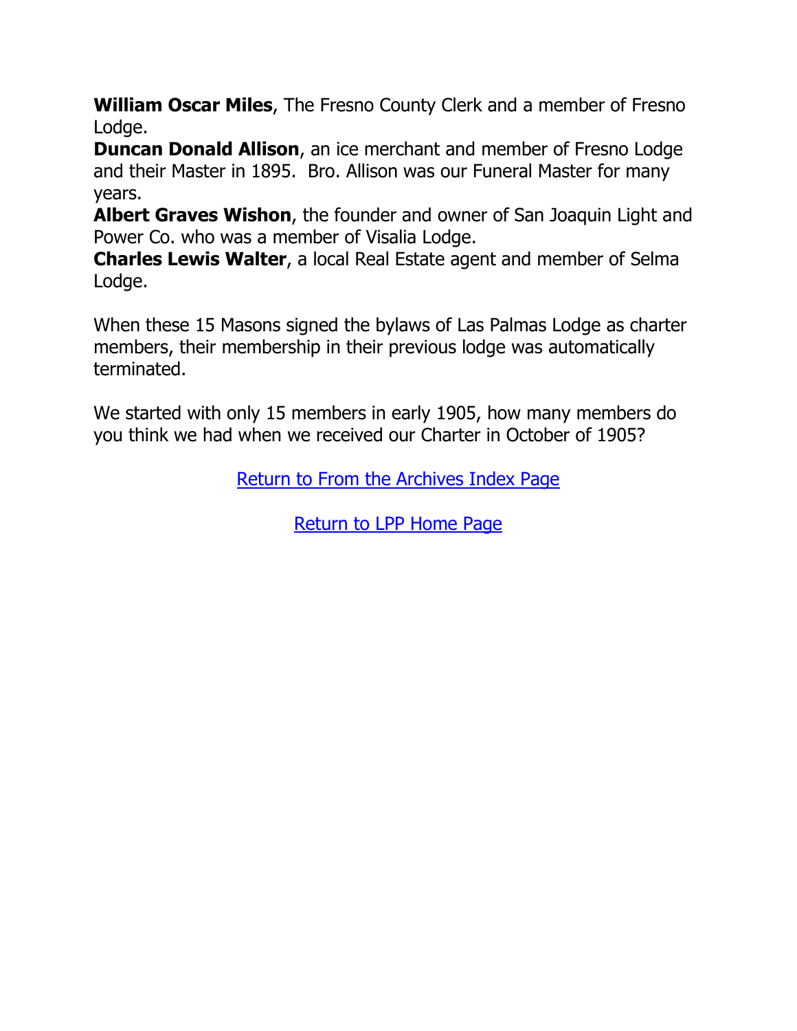**William Oscar Miles**, The Fresno County Clerk and a member of Fresno Lodge.
**Duncan Donald Allison**, an ice merchant and member of Fresno Lodge and their Master in 1895. Bro. Allison was our Funeral Master for many years.
**Albert Graves Wishon**, the founder and owner of San Joaquin Light and Power Co. who was a member of Visalia Lodge.
**Charles Lewis Walter**, a local Real Estate agent and member of Selma Lodge.

When these 15 Masons signed the bylaws of Las Palmas Lodge as charter members, their membership in their previous lodge was automatically terminated.

We started with only 15 members in early 1905, how many members do you think we had when we received our Charter in October of 1905?

Return to From the Archives Index Page

Return to LPP Home Page